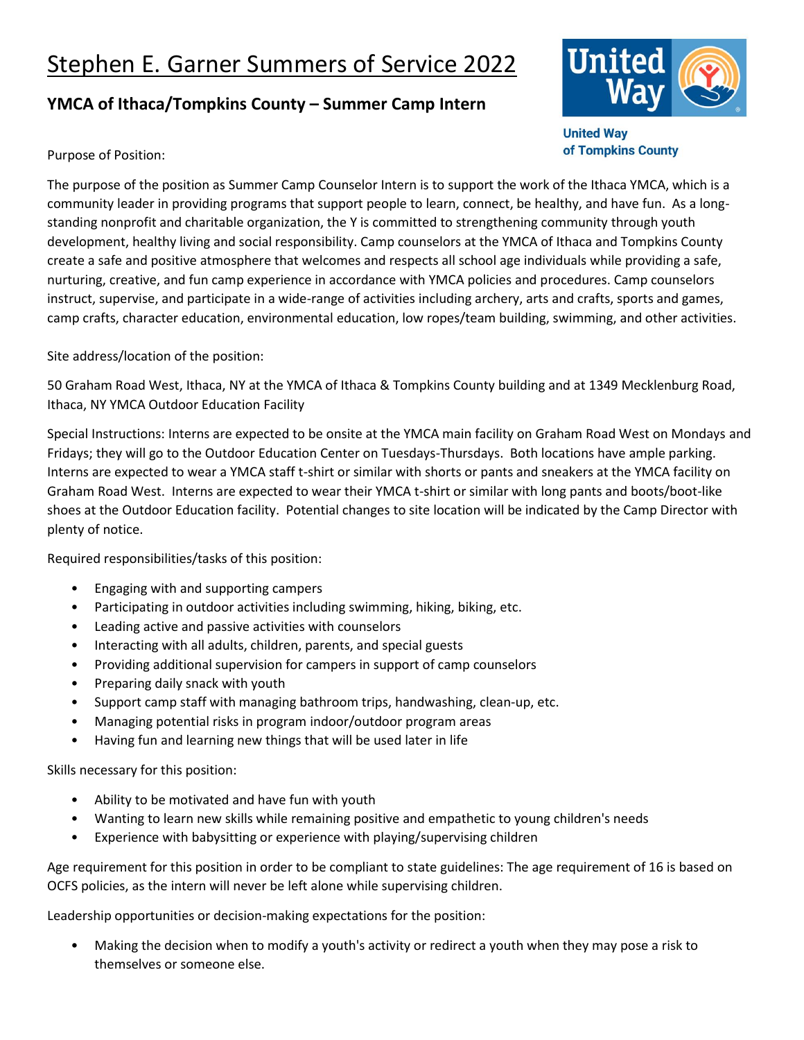# Stephen E. Garner Summers of Service 2022

## YMCA of Ithaca/Tompkins County – Summer Camp Intern

United Way of Tompkins County

Purpose of Position:

The purpose of the position as Summer Camp Counselor Intern is to support the work of the Ithaca YMCA, which is a community leader in providing programs that support people to learn, connect, be healthy, and have fun. As a long-standing nonprofit and charitable organization, the Y is committed to strengthening community through youth development, healthy living and social responsibility. Camp counselors at the YMCA of Ithaca and Tompkins County create a safe and positive atmosphere that welcomes and respects all school age individuals while providing a safe, nurturing, creative, and fun camp experience in accordance with YMCA policies and procedures. Camp counselors instruct, supervise, and participate in a wide-range of activities including archery, arts and crafts, sports and games, camp crafts, character education, environmental education, low ropes/team building, swimming, and other activities.

Site address/location of the position:

50 Graham Road West, Ithaca, NY at the YMCA of Ithaca & Tompkins County building and at 1349 Mecklenburg Road, Ithaca, NY YMCA Outdoor Education Facility

Special Instructions: Interns are expected to be onsite at the YMCA main facility on Graham Road West on Mondays and Fridays; they will go to the Outdoor Education Center on Tuesdays-Thursdays. Both locations have ample parking. Interns are expected to wear a YMCA staff t-shirt or similar with shorts or pants and sneakers at the YMCA facility on Graham Road West. Interns are expected to wear their YMCA t-shirt or similar with long pants and boots/boot-like shoes at the Outdoor Education facility. Potential changes to site location will be indicated by the Camp Director with plenty of notice.

Required responsibilities/tasks of this position:

- Engaging with and supporting campers
- Participating in outdoor activities including swimming, hiking, biking, etc.
- Leading active and passive activities with counselors
- Interacting with all adults, children, parents, and special guests
- Providing additional supervision for campers in support of camp counselors
- Preparing daily snack with youth
- Support camp staff with managing bathroom trips, handwashing, clean-up, etc.
- Managing potential risks in program indoor/outdoor program areas
- Having fun and learning new things that will be used later in life

Skills necessary for this position:

- Ability to be motivated and have fun with youth
- Wanting to learn new skills while remaining positive and empathetic to young children's needs
- Experience with babysitting or experience with playing/supervising children

Age requirement for this position in order to be compliant to state guidelines: The age requirement of 16 is based on OCFS policies, as the intern will never be left alone while supervising children.

Leadership opportunities or decision-making expectations for the position:

- Making the decision when to modify a youth's activity or redirect a youth when they may pose a risk to themselves or someone else.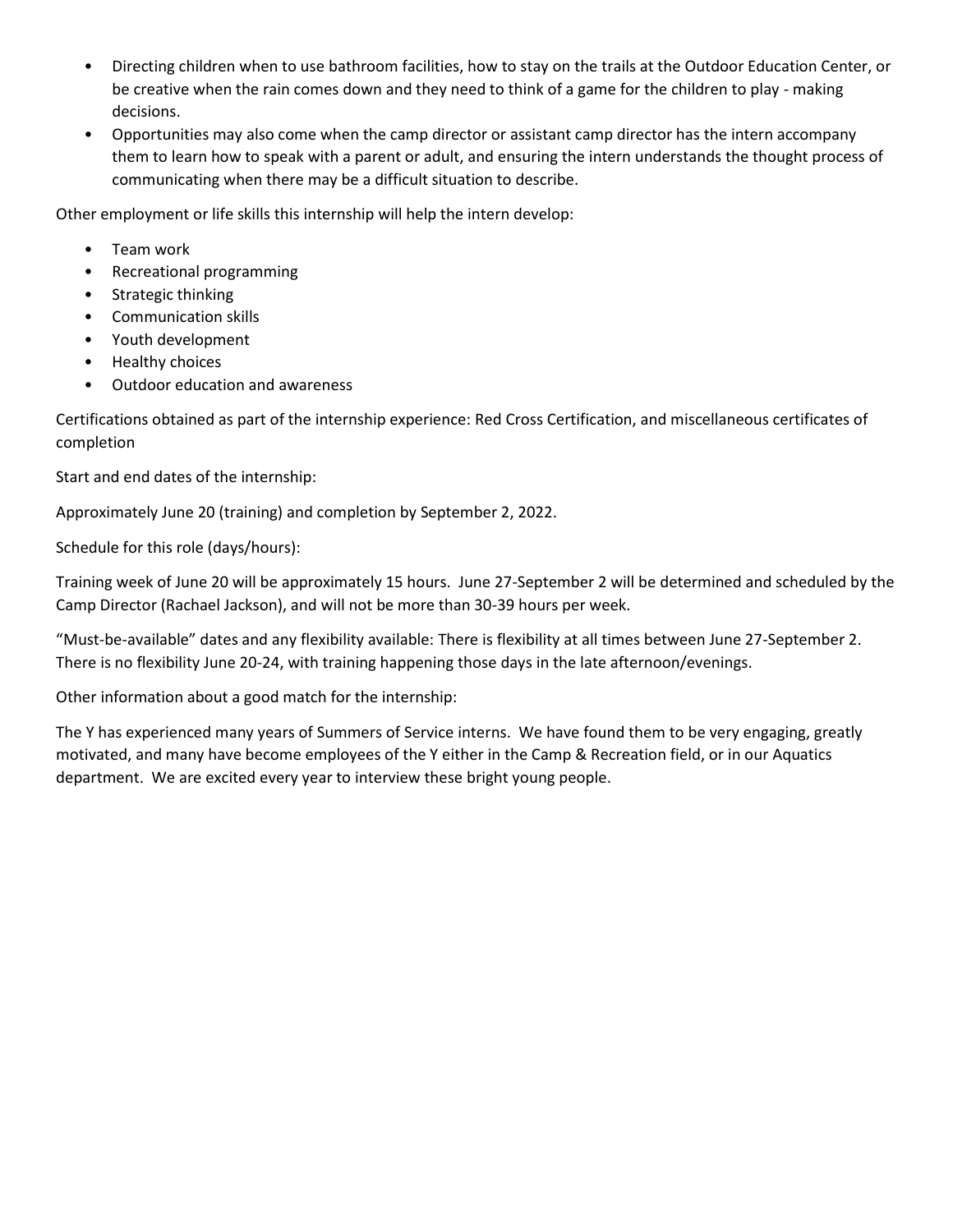- Directing children when to use bathroom facilities, how to stay on the trails at the Outdoor Education Center, or be creative when the rain comes down and they need to think of a game for the children to play - making decisions.
- Opportunities may also come when the camp director or assistant camp director has the intern accompany them to learn how to speak with a parent or adult, and ensuring the intern understands the thought process of communicating when there may be a difficult situation to describe.

Other employment or life skills this internship will help the intern develop:

- Team work
- Recreational programming
- Strategic thinking
- Communication skills
- Youth development
- Healthy choices
- Outdoor education and awareness

Certifications obtained as part of the internship experience: Red Cross Certification, and miscellaneous certificates of completion

Start and end dates of the internship:

Approximately June 20 (training) and completion by September 2, 2022.

Schedule for this role (days/hours):

Training week of June 20 will be approximately 15 hours. June 27-September 2 will be determined and scheduled by the Camp Director (Rachael Jackson), and will not be more than 30-39 hours per week.

"Must-be-available" dates and any flexibility available: There is flexibility at all times between June 27-September 2. There is no flexibility June 20-24, with training happening those days in the late afternoon/evenings.

Other information about a good match for the internship:

The Y has experienced many years of Summers of Service interns. We have found them to be very engaging, greatly motivated, and many have become employees of the Y either in the Camp & Recreation field, or in our Aquatics department. We are excited every year to interview these bright young people.